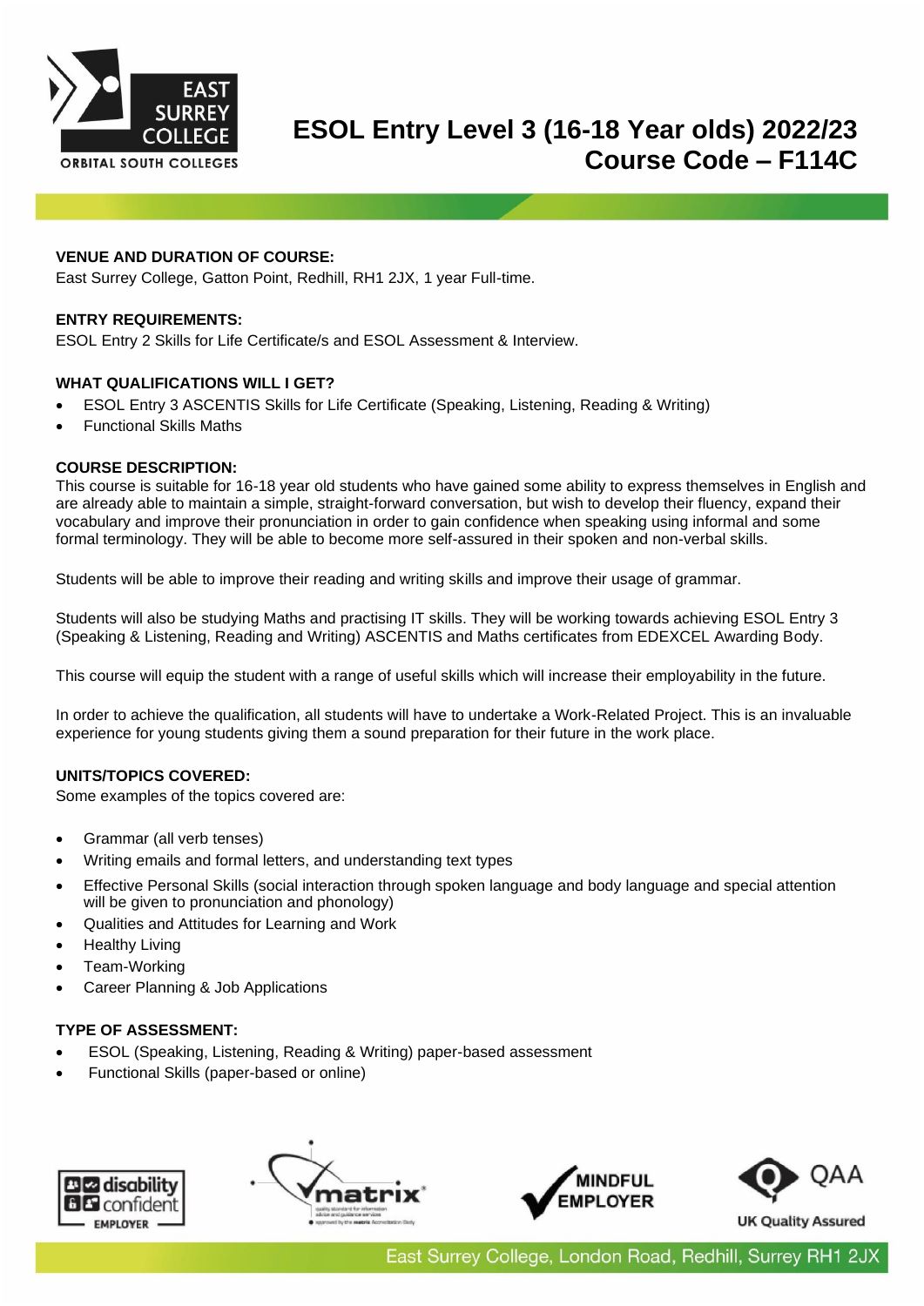# ESOL Entry Level 3 (16-18 Year olds) 2022/23
# Course Code – F114C

**VENUE AND DURATION OF COURSE:**
East Surrey College, Gatton Point, Redhill, RH1 2JX, 1 year Full-time.

**ENTRY REQUIREMENTS:**
ESOL Entry 2 Skills for Life Certificate/s and ESOL Assessment & Interview.

**WHAT QUALIFICATIONS WILL I GET?**

- ESOL Entry 3 ASCENTIS Skills for Life Certificate (Speaking, Listening, Reading & Writing)
- Functional Skills Maths

**COURSE DESCRIPTION:**
This course is suitable for 16-18 year old students who have gained some ability to express themselves in English and are already able to maintain a simple, straight-forward conversation, but wish to develop their fluency, expand their vocabulary and improve their pronunciation in order to gain confidence when speaking using informal and some formal terminology. They will be able to become more self-assured in their spoken and non-verbal skills.

Students will be able to improve their reading and writing skills and improve their usage of grammar.

Students will also be studying Maths and practising IT skills. They will be working towards achieving ESOL Entry 3 (Speaking & Listening, Reading and Writing) ASCENTIS and Maths certificates from EDEXCEL Awarding Body.

This course will equip the student with a range of useful skills which will increase their employability in the future.

In order to achieve the qualification, all students will have to undertake a Work-Related Project. This is an invaluable experience for young students giving them a sound preparation for their future in the work place.

**UNITS/TOPICS COVERED:**
Some examples of the topics covered are:

- Grammar (all verb tenses)
- Writing emails and formal letters, and understanding text types
- Effective Personal Skills (social interaction through spoken language and body language and special attention will be given to pronunciation and phonology)
- Qualities and Attitudes for Learning and Work
- Healthy Living
- Team-Working
- Career Planning & Job Applications

**TYPE OF ASSESSMENT:**

- ESOL (Speaking, Listening, Reading & Writing) paper-based assessment
- Functional Skills (paper-based or online)

East Surrey College, London Road, Redhill, Surrey RH1 2JX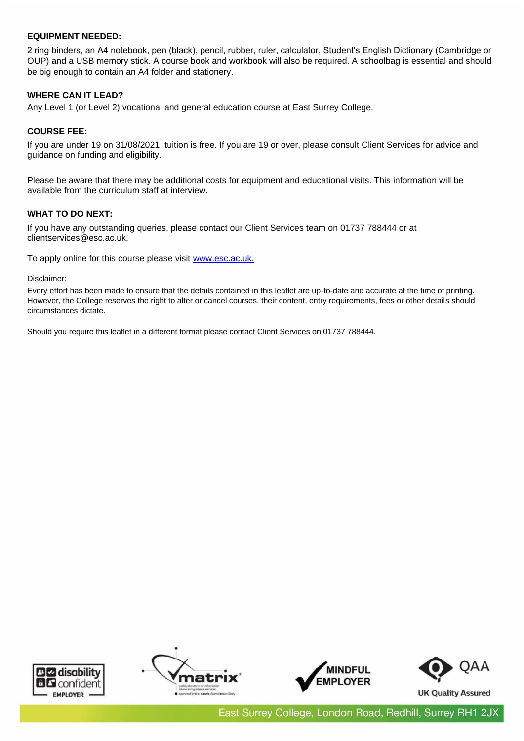**EQUIPMENT NEEDED:**

2 ring binders, an A4 notebook, pen (black), pencil, rubber, ruler, calculator, Student's English Dictionary (Cambridge or OUP) and a USB memory stick. A course book and workbook will also be required. A schoolbag is essential and should be big enough to contain an A4 folder and stationery.

**WHERE CAN IT LEAD?**

Any Level 1 (or Level 2) vocational and general education course at East Surrey College.

**COURSE FEE:**

If you are under 19 on 31/08/2021, tuition is free. If you are 19 or over, please consult Client Services for advice and guidance on funding and eligibility.

Please be aware that there may be additional costs for equipment and educational visits. This information will be available from the curriculum staff at interview.

**WHAT TO DO NEXT:**

If you have any outstanding queries, please contact our Client Services team on 01737 788444 or at clientservices@esc.ac.uk.

To apply online for this course please visit [www.esc.ac.uk.](http://www.esc.ac.uk)

Disclaimer:

Every effort has been made to ensure that the details contained in this leaflet are up-to-date and accurate at the time of printing. However, the College reserves the right to alter or cancel courses, their content, entry requirements, fees or other details should circumstances dictate.

Should you require this leaflet in a different format please contact Client Services on 01737 788444.

East Surrey College, London Road, Redhill, Surrey RH1 2JX